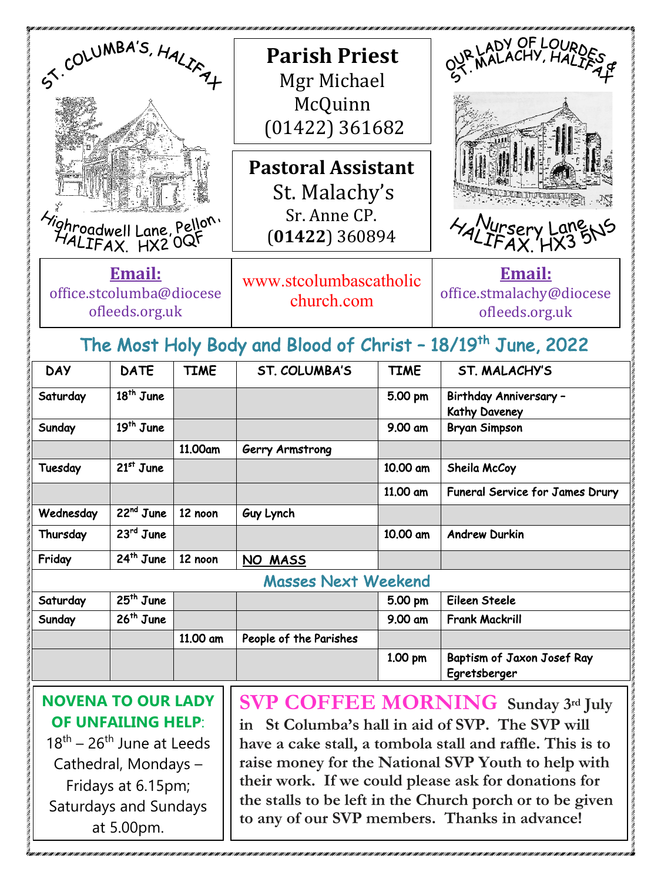ST. COLUMBA'S, HALIFAX

Highroadwell Lane, Pellon, HALIFAX. HX2 0QF

**Parish Priest**
Mgr Michael McQuinn
(01422) 361682

**Pastoral Assistant**
St. Malachy's
Sr. Anne CP.
(**01422**) 360894

OUR LADY OF LOURDES & ST. MALACHY, HALIFAX

Nursery Lane, HALIFAX. HX3 5NS

| **Email:** office.stcolumba@dioceseofleeds.org.uk | www.stcolumbascatholicchurch.com | **Email:** office.stmalachy@dioceseofleeds.org.uk |
|---|---|---|

## The Most Holy Body and Blood of Christ – 18/19th June, 2022

| DAY | DATE | TIME | ST. COLUMBA'S | TIME | ST. MALACHY'S |
|---|---|---|---|---|---|
| Saturday | 18th June | | | 5.00 pm | Birthday Anniversary – Kathy Daveney |
| Sunday | 19th June | | | 9.00 am | Bryan Simpson |
| | | 11.00am | Gerry Armstrong | | |
| Tuesday | 21st June | | | 10.00 am | Sheila McCoy |
| | | | | 11.00 am | Funeral Service for James Drury |
| Wednesday | 22nd June | 12 noon | Guy Lynch | | |
| Thursday | 23rd June | | | 10.00 am | Andrew Durkin |
| Friday | 24th June | 12 noon | NO MASS | | |
| **Masses Next Weekend** | | | | | |
| Saturday | 25th June | | | 5.00 pm | Eileen Steele |
| Sunday | 26th June | | | 9.00 am | Frank Mackrill |
| | | 11.00 am | People of the Parishes | | |
| | | | | 1.00 pm | Baptism of Jaxon Josef Ray Egretsberger |

**NOVENA TO OUR LADY OF UNFAILING HELP**: 18th – 26th June at Leeds Cathedral, Mondays – Fridays at 6.15pm; Saturdays and Sundays at 5.00pm.

**SVP COFFEE MORNING Sunday 3rd July in St Columba's hall in aid of SVP. The SVP will have a cake stall, a tombola stall and raffle. This is to raise money for the National SVP Youth to help with their work. If we could please ask for donations for the stalls to be left in the Church porch or to be given to any of our SVP members. Thanks in advance!**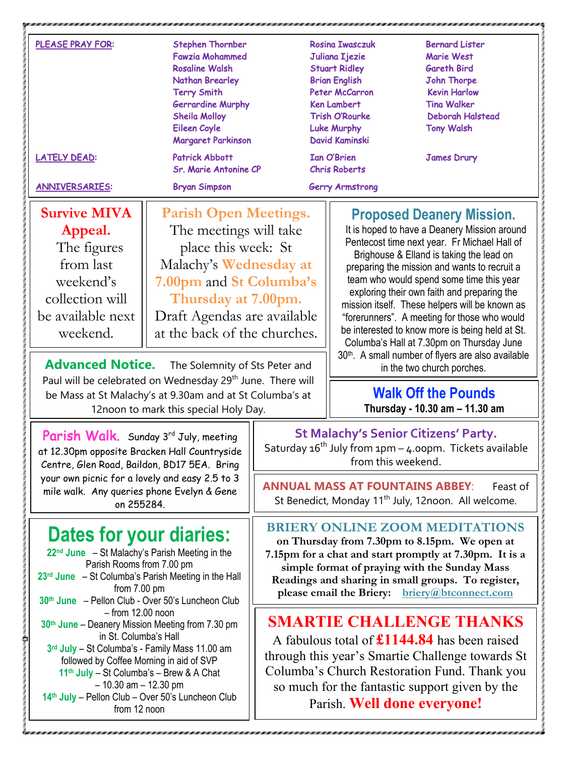**PLEASE PRAY FOR:**

Stephen Thornber
Fawzia Mohammed
Rosaline Walsh
Nathan Brearley
Terry Smith
Gerrardine Murphy
Sheila Molloy
Eileen Coyle
Margaret Parkinson
Rosina Iwasczuk
Juliana Ijezie
Stuart Ridley
Brian English
Peter McCarron
Ken Lambert
Trish O'Rourke
Luke Murphy
David Kaminski
Bernard Lister
Marie West
Gareth Bird
John Thorpe
Kevin Harlow
Tina Walker
Deborah Halstead
Tony Walsh

**LATELY DEAD:**

Patrick Abbott
Sr. Marie Antonine CP
Ian O'Brien
Chris Roberts
James Drury

**ANNIVERSARIES:**

Bryan Simpson
Gerry Armstrong

## Survive MIVA Appeal.

The figures from last weekend's collection will be available next weekend.

## Parish Open Meetings.

The meetings will take place this week: St Malachy's **Wednesday at 7.00pm** and **St Columba's Thursday at 7.00pm.** Draft Agendas are available at the back of the churches.

## Proposed Deanery Mission.

It is hoped to have a Deanery Mission around Pentecost time next year. Fr Michael Hall of Brighouse & Elland is taking the lead on preparing the mission and wants to recruit a team who would spend some time this year exploring their own faith and preparing the mission itself. These helpers will be known as "forerunners". A meeting for those who would be interested to know more is being held at St. Columba's Hall at 7.30pm on Thursday June 30th. A small number of flyers are also available in the two church porches.

**Advanced Notice.** The Solemnity of Sts Peter and Paul will be celebrated on Wednesday 29th June. There will be Mass at St Malachy's at 9.30am and at St Columba's at 12noon to mark this special Holy Day.

## Walk Off the Pounds

**Thursday - 10.30 am – 11.30 am**

**Parish Walk.** Sunday 3rd July, meeting at 12.30pm opposite Bracken Hall Countryside Centre, Glen Road, Baildon, BD17 5EA. Bring your own picnic for a lovely and easy 2.5 to 3 mile walk. Any queries phone Evelyn & Gene on 255284.

**St Malachy's Senior Citizens' Party.**
Saturday 16th July from 1pm – 4.00pm. Tickets available from this weekend.

**ANNUAL MASS AT FOUNTAINS ABBEY**: Feast of St Benedict, Monday 11th July, 12noon. All welcome.

# Dates for your diaries:

**22nd June** – St Malachy's Parish Meeting in the Parish Rooms from 7.00 pm
**23rd June** – St Columba's Parish Meeting in the Hall from 7.00 pm
**30th June** – Pellon Club - Over 50's Luncheon Club – from 12.00 noon
**30th June** – Deanery Mission Meeting from 7.30 pm in St. Columba's Hall
**3rd July** – St Columba's - Family Mass 11.00 am followed by Coffee Morning in aid of SVP
**11th July** – St Columba's – Brew & A Chat – 10.30 am – 12.30 pm
**14th July** – Pellon Club – Over 50's Luncheon Club from 12 noon

## BRIERY ONLINE ZOOM MEDITATIONS

**on Thursday from 7.30pm to 8.15pm. We open at 7.15pm for a chat and start promptly at 7.30pm. It is a simple format of praying with the Sunday Mass Readings and sharing in small groups. To register, please email the Briery: briery@btconnect.com**

# SMARTIE CHALLENGE THANKS

A fabulous total of **£1144.84** has been raised through this year's Smartie Challenge towards St Columba's Church Restoration Fund. Thank you so much for the fantastic support given by the Parish. **Well done everyone!**